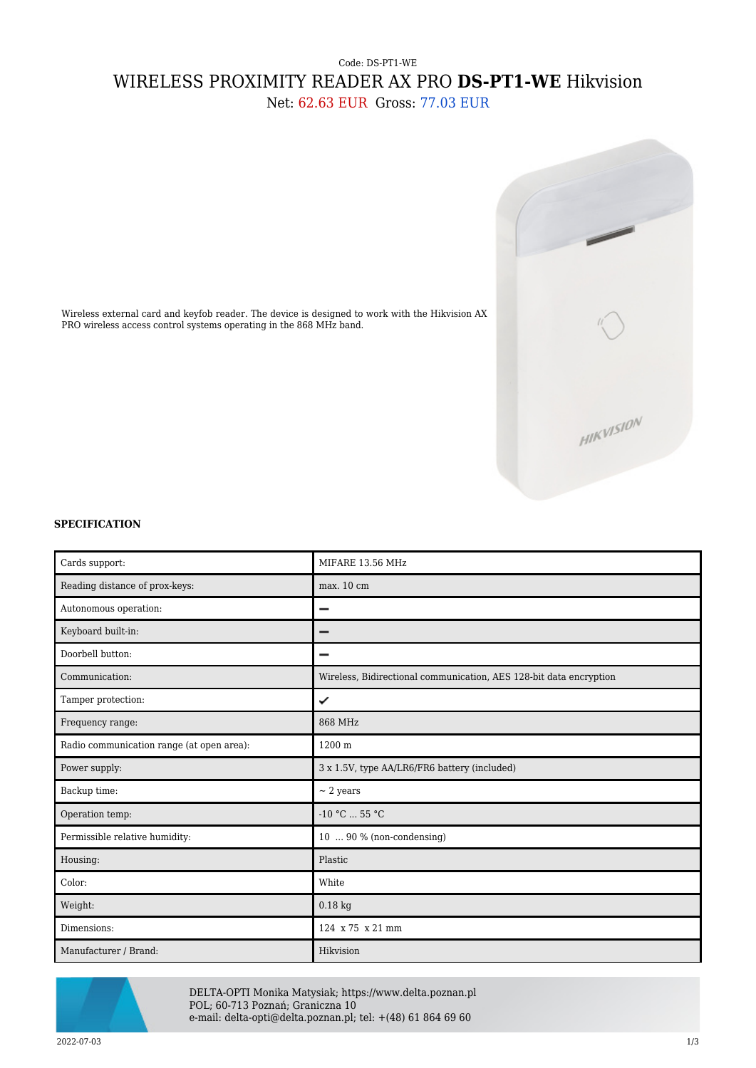Code: DS-PT1-WE

# WIRELESS PROXIMITY READER AX PRO **DS-PT1-WE** Hikvision

Net: 62.63 EUR Gross: 77.03 EUR

Wireless external card and keyfob reader. The device is designed to work with the Hikvision AX PRO wireless access control systems operating in the 868 MHz band.

**SPECIFICATION**

| | |
|---|---|
| Cards support: | MIFARE 13.56 MHz |
| Reading distance of prox-keys: | max. 10 cm |
| Autonomous operation: | – |
| Keyboard built-in: | – |
| Doorbell button: | – |
| Communication: | Wireless, Bidirectional communication, AES 128-bit data encryption |
| Tamper protection: | ✓ |
| Frequency range: | 868 MHz |
| Radio communication range (at open area): | 1200 m |
| Power supply: | 3 x 1.5V, type AA/LR6/FR6 battery (included) |
| Backup time: | ~ 2 years |
| Operation temp: | -10 °C ... 55 °C |
| Permissible relative humidity: | 10 ... 90 % (non-condensing) |
| Housing: | Plastic |
| Color: | White |
| Weight: | 0.18 kg |
| Dimensions: | 124 x 75 x 21 mm |
| Manufacturer / Brand: | Hikvision |

DELTA-OPTI Monika Matysiak; https://www.delta.poznan.pl
POL; 60-713 Poznań; Graniczna 10
e-mail: delta-opti@delta.poznan.pl; tel: +(48) 61 864 69 60

2022-07-03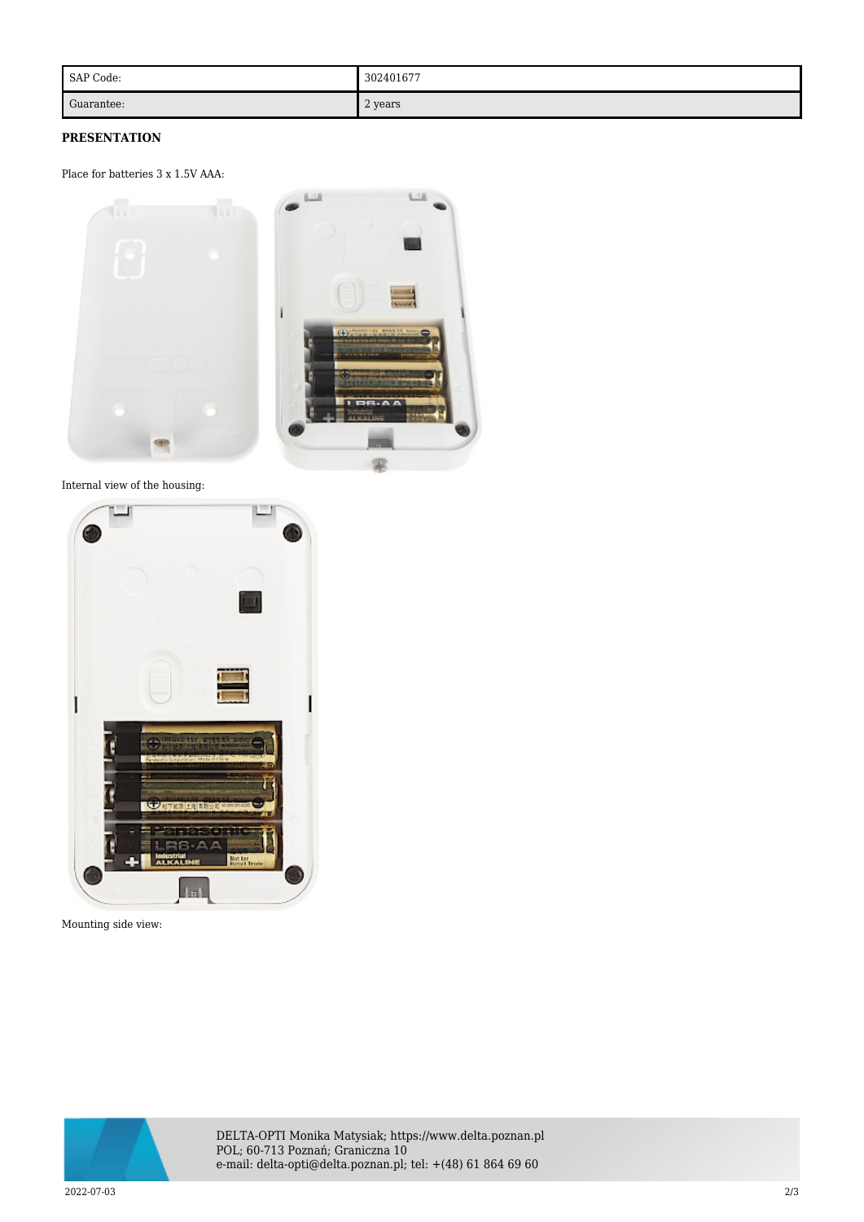| SAP Code: | 302401677 |
| --- | --- |
| Guarantee: | 2 years |

**PRESENTATION**

Place for batteries 3 x 1.5V AAA:

Internal view of the housing:

Mounting side view:

DELTA-OPTI Monika Matysiak; https://www.delta.poznan.pl
POL; 60-713 Poznań; Graniczna 10
e-mail: delta-opti@delta.poznan.pl; tel: +(48) 61 864 69 60

2022-07-03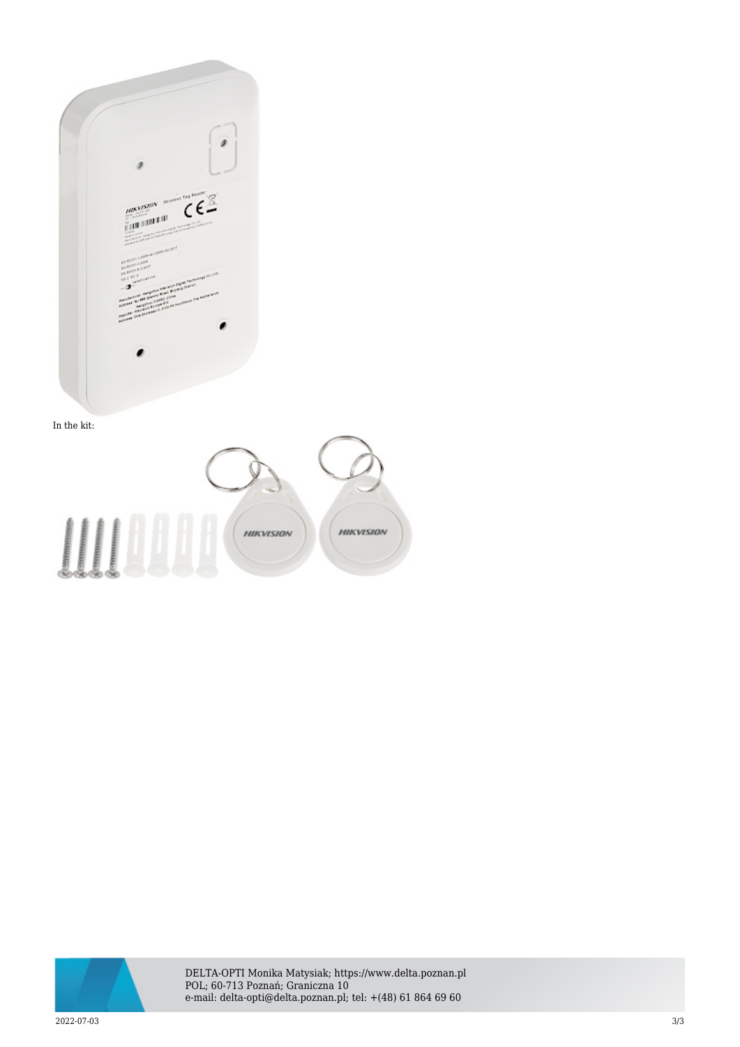In the kit: